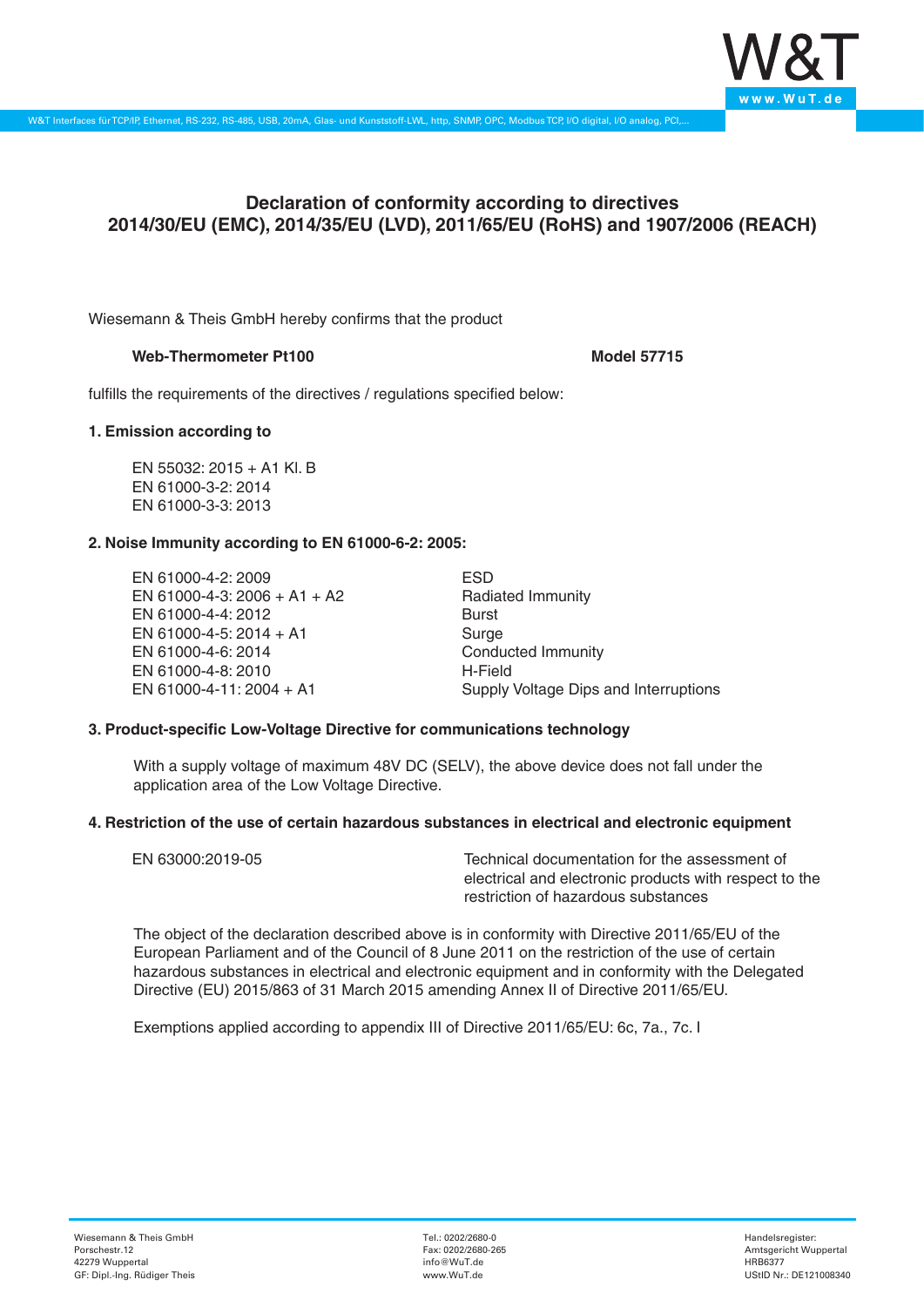# Declaration of conformity according to directives 2014/30/EU (EMC), 2014/35/EU (LVD), 2011/65/EU (RoHS) and 1907/2006 (REACH)

Wiesemann & Theis GmbH hereby confirms that the product

**Web-Thermometer Pt100** **Model 57715**

fulfills the requirements of the directives / regulations specified below:

**1. Emission according to**

EN 55032: 2015 + A1 Kl. B
EN 61000-3-2: 2014
EN 61000-3-3: 2013

**2. Noise Immunity according to EN 61000-6-2: 2005:**

| | |
|---|---|
| EN 61000-4-2: 2009 | ESD |
| EN 61000-4-3: 2006 + A1 + A2 | Radiated Immunity |
| EN 61000-4-4: 2012 | Burst |
| EN 61000-4-5: 2014 + A1 | Surge |
| EN 61000-4-6: 2014 | Conducted Immunity |
| EN 61000-4-8: 2010 | H-Field |
| EN 61000-4-11: 2004 + A1 | Supply Voltage Dips and Interruptions |

**3. Product-specific Low-Voltage Directive for communications technology**

With a supply voltage of maximum 48V DC (SELV), the above device does not fall under the application area of the Low Voltage Directive.

**4. Restriction of the use of certain hazardous substances in electrical and electronic equipment**

| | |
|---|---|
| EN 63000:2019-05 | Technical documentation for the assessment of electrical and electronic products with respect to the restriction of hazardous substances |

The object of the declaration described above is in conformity with Directive 2011/65/EU of the European Parliament and of the Council of 8 June 2011 on the restriction of the use of certain hazardous substances in electrical and electronic equipment and in conformity with the Delegated Directive (EU) 2015/863 of 31 March 2015 amending Annex II of Directive 2011/65/EU.

Exemptions applied according to appendix III of Directive 2011/65/EU: 6c, 7a., 7c. I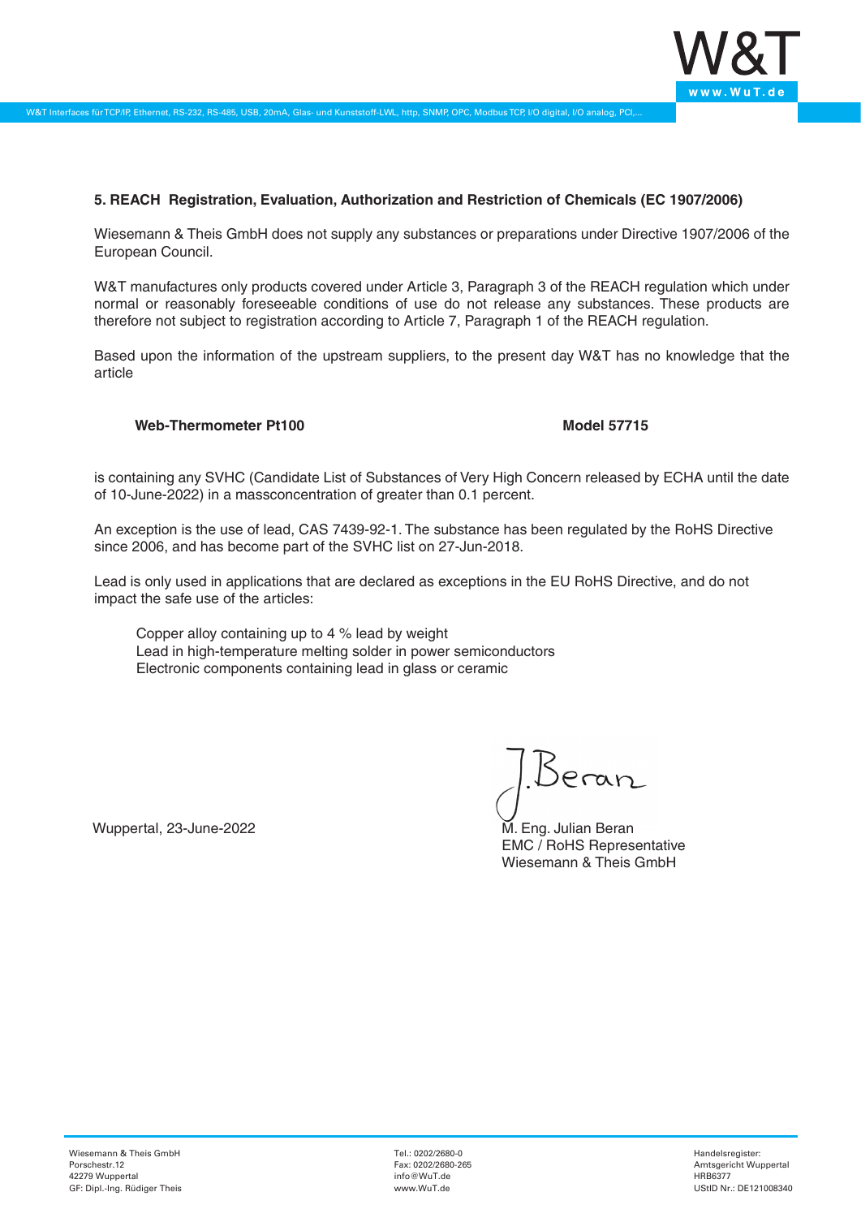### 5. REACH Registration, Evaluation, Authorization and Restriction of Chemicals (EC 1907/2006)

Wiesemann & Theis GmbH does not supply any substances or preparations under Directive 1907/2006 of the European Council.

W&T manufactures only products covered under Article 3, Paragraph 3 of the REACH regulation which under normal or reasonably foreseeable conditions of use do not release any substances. These products are therefore not subject to registration according to Article 7, Paragraph 1 of the REACH regulation.

Based upon the information of the upstream suppliers, to the present day W&T has no knowledge that the article

**Web-Thermometer Pt100** **Model 57715**

is containing any SVHC (Candidate List of Substances of Very High Concern released by ECHA until the date of 10-June-2022) in a massconcentration of greater than 0.1 percent.

An exception is the use of lead, CAS 7439-92-1. The substance has been regulated by the RoHS Directive since 2006, and has become part of the SVHC list on 27-Jun-2018.

Lead is only used in applications that are declared as exceptions in the EU RoHS Directive, and do not impact the safe use of the articles:

Copper alloy containing up to 4 % lead by weight
Lead in high-temperature melting solder in power semiconductors
Electronic components containing lead in glass or ceramic

Wuppertal, 23-June-2022

J. Beran

M. Eng. Julian Beran
EMC / RoHS Representative
Wiesemann & Theis GmbH